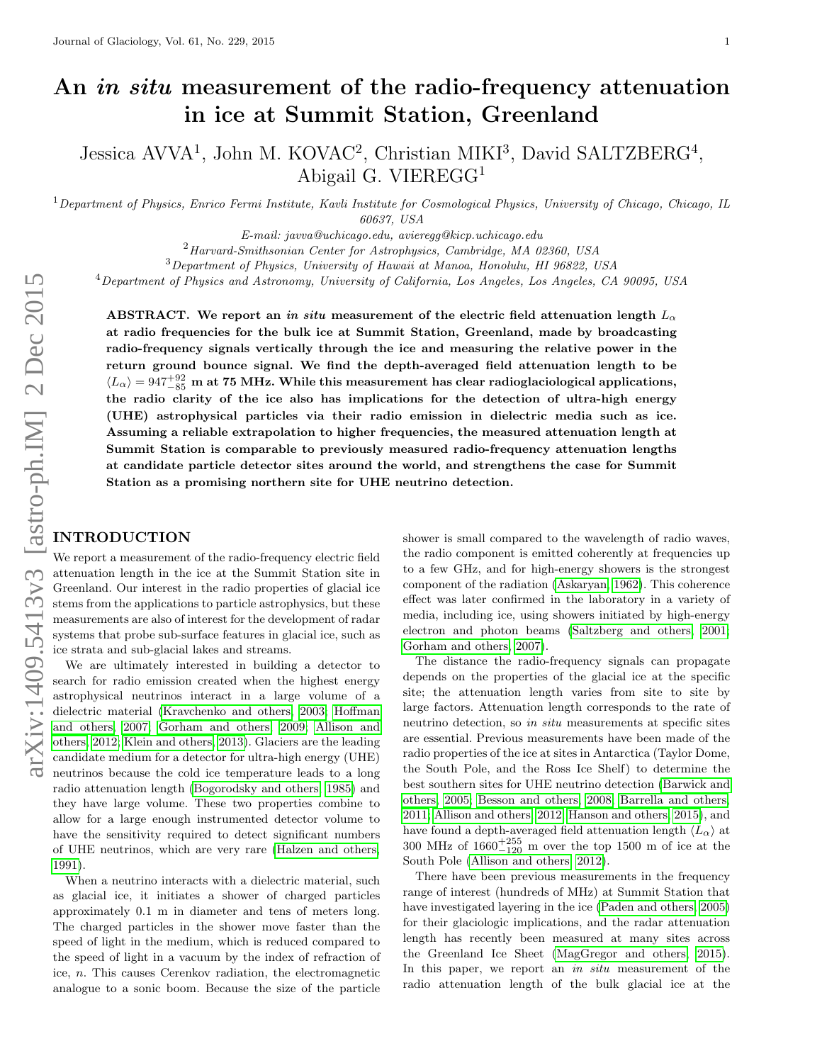# An *in situ* measurement of the radio-frequency attenuation in ice at Summit Station, Greenland

Jessica AVVA[1], John M. KOVAC[2], Christian MIKI[3], David SALTZBERG[4], Abigail G. VIEREGG[1]

[1]*Department of Physics, Enrico Fermi Institute, Kavli Institute for Cosmological Physics, University of Chicago, Chicago, IL 60637, USA*

*E-mail: javva@uchicago.edu, avieregg@kicp.uchicago.edu*

[2]*Harvard-Smithsonian Center for Astrophysics, Cambridge, MA 02360, USA*

[3]*Department of Physics, University of Hawaii at Manoa, Honolulu, HI 96822, USA*

[4]*Department of Physics and Astronomy, University of California, Los Angeles, Los Angeles, CA 90095, USA*

**ABSTRACT. We report an *in situ* measurement of the electric field attenuation length $L_\alpha$ at radio frequencies for the bulk ice at Summit Station, Greenland, made by broadcasting radio-frequency signals vertically through the ice and measuring the relative power in the return ground bounce signal. We find the depth-averaged field attenuation length to be $\langle L_\alpha \rangle = 947^{+92}_{-85}$ m at 75 MHz. While this measurement has clear radioglaciological applications, the radio clarity of the ice also has implications for the detection of ultra-high energy (UHE) astrophysical particles via their radio emission in dielectric media such as ice. Assuming a reliable extrapolation to higher frequencies, the measured attenuation length at Summit Station is comparable to previously measured radio-frequency attenuation lengths at candidate particle detector sites around the world, and strengthens the case for Summit Station as a promising northern site for UHE neutrino detection.**

## INTRODUCTION

We report a measurement of the radio-frequency electric field attenuation length in the ice at the Summit Station site in Greenland. Our interest in the radio properties of glacial ice stems from the applications to particle astrophysics, but these measurements are also of interest for the development of radar systems that probe sub-surface features in glacial ice, such as ice strata and sub-glacial lakes and streams.

We are ultimately interested in building a detector to search for radio emission created when the highest energy astrophysical neutrinos interact in a large volume of a dielectric material (Kravchenko and others, 2003; Hoffman and others, 2007; Gorham and others, 2009; Allison and others, 2012; Klein and others, 2013). Glaciers are the leading candidate medium for a detector for ultra-high energy (UHE) neutrinos because the cold ice temperature leads to a long radio attenuation length (Bogorodsky and others, 1985) and they have large volume. These two properties combine to allow for a large enough instrumented detector volume to have the sensitivity required to detect significant numbers of UHE neutrinos, which are very rare (Halzen and others, 1991).

When a neutrino interacts with a dielectric material, such as glacial ice, it initiates a shower of charged particles approximately 0.1 m in diameter and tens of meters long. The charged particles in the shower move faster than the speed of light in the medium, which is reduced compared to the speed of light in a vacuum by the index of refraction of ice, $n$. This causes Cerenkov radiation, the electromagnetic analogue to a sonic boom. Because the size of the particle shower is small compared to the wavelength of radio waves, the radio component is emitted coherently at frequencies up to a few GHz, and for high-energy showers is the strongest component of the radiation (Askaryan, 1962). This coherence effect was later confirmed in the laboratory in a variety of media, including ice, using showers initiated by high-energy electron and photon beams (Saltzberg and others, 2001; Gorham and others, 2007).

The distance the radio-frequency signals can propagate depends on the properties of the glacial ice at the specific site; the attenuation length varies from site to site by large factors. Attenuation length corresponds to the rate of neutrino detection, so *in situ* measurements at specific sites are essential. Previous measurements have been made of the radio properties of the ice at sites in Antarctica (Taylor Dome, the South Pole, and the Ross Ice Shelf) to determine the best southern sites for UHE neutrino detection (Barwick and others, 2005; Besson and others, 2008; Barrella and others, 2011; Allison and others, 2012; Hanson and others, 2015), and have found a depth-averaged field attenuation length $\langle L_\alpha \rangle$ at 300 MHz of $1660^{+255}_{-120}$ m over the top 1500 m of ice at the South Pole (Allison and others, 2012).

There have been previous measurements in the frequency range of interest (hundreds of MHz) at Summit Station that have investigated layering in the ice (Paden and others, 2005) for their glaciologic implications, and the radar attenuation length has recently been measured at many sites across the Greenland Ice Sheet (MagGregor and others, 2015). In this paper, we report an *in situ* measurement of the radio attenuation length of the bulk glacial ice at the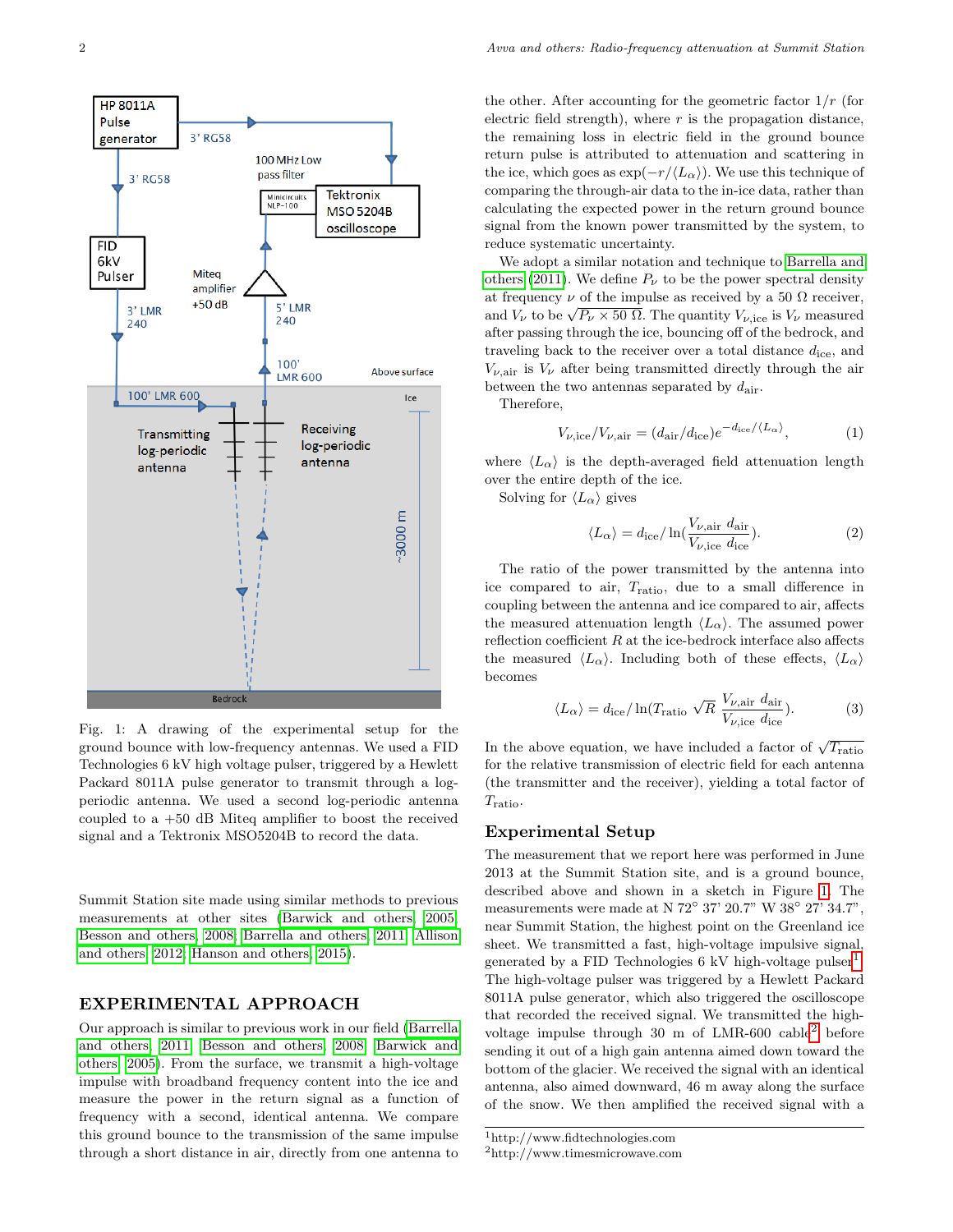Fig. 1: A drawing of the experimental setup for the ground bounce with low-frequency antennas. We used a FID Technologies 6 kV high voltage pulser, triggered by a Hewlett Packard 8011A pulse generator to transmit through a log-periodic antenna. We used a second log-periodic antenna coupled to a +50 dB Miteq amplifier to boost the received signal and a Tektronix MSO5204B to record the data.

Summit Station site made using similar methods to previous measurements at other sites (Barwick and others, 2005; Besson and others, 2008; Barrella and others, 2011; Allison and others, 2012; Hanson and others, 2015).

## EXPERIMENTAL APPROACH

Our approach is similar to previous work in our field (Barrella and others, 2011; Besson and others, 2008; Barwick and others, 2005). From the surface, we transmit a high-voltage impulse with broadband frequency content into the ice and measure the power in the return signal as a function of frequency with a second, identical antenna. We compare this ground bounce to the transmission of the same impulse through a short distance in air, directly from one antenna to the other. After accounting for the geometric factor $1/r$ (for electric field strength), where $r$ is the propagation distance, the remaining loss in electric field in the ground bounce return pulse is attributed to attenuation and scattering in the ice, which goes as $\exp(-r/\langle L_\alpha \rangle)$. We use this technique of comparing the through-air data to the in-ice data, rather than calculating the expected power in the return ground bounce signal from the known power transmitted by the system, to reduce systematic uncertainty.

We adopt a similar notation and technique to Barrella and others (2011). We define $P_\nu$ to be the power spectral density at frequency $\nu$ of the impulse as received by a 50 Ω receiver, and $V_\nu$ to be $\sqrt{P_\nu \times 50\ \Omega}$. The quantity $V_{\nu,\mathrm{ice}}$ is $V_\nu$ measured after passing through the ice, bouncing off of the bedrock, and traveling back to the receiver over a total distance $d_{\mathrm{ice}}$, and $V_{\nu,\mathrm{air}}$ is $V_\nu$ after being transmitted directly through the air between the two antennas separated by $d_{\mathrm{air}}$.

Therefore,

$$V_{\nu,\mathrm{ice}}/V_{\nu,\mathrm{air}} = (d_{\mathrm{air}}/d_{\mathrm{ice}})e^{-d_{\mathrm{ice}}/\langle L_\alpha \rangle}, \tag{1}$$

where $\langle L_\alpha \rangle$ is the depth-averaged field attenuation length over the entire depth of the ice.

Solving for $\langle L_\alpha \rangle$ gives

$$\langle L_\alpha \rangle = d_{\mathrm{ice}}/\ln\left(\frac{V_{\nu,\mathrm{air}}}{V_{\nu,\mathrm{ice}}}\frac{d_{\mathrm{air}}}{d_{\mathrm{ice}}}\right). \tag{2}$$

The ratio of the power transmitted by the antenna into ice compared to air, $T_{\mathrm{ratio}}$, due to a small difference in coupling between the antenna and ice compared to air, affects the measured attenuation length $\langle L_\alpha \rangle$. The assumed power reflection coefficient $R$ at the ice-bedrock interface also affects the measured $\langle L_\alpha \rangle$. Including both of these effects, $\langle L_\alpha \rangle$ becomes

$$\langle L_\alpha \rangle = d_{\mathrm{ice}}/\ln\left(T_{\mathrm{ratio}}\sqrt{R}\,\frac{V_{\nu,\mathrm{air}}}{V_{\nu,\mathrm{ice}}}\frac{d_{\mathrm{air}}}{d_{\mathrm{ice}}}\right). \tag{3}$$

In the above equation, we have included a factor of $\sqrt{T_{\mathrm{ratio}}}$ for the relative transmission of electric field for each antenna (the transmitter and the receiver), yielding a total factor of $T_{\mathrm{ratio}}$.

## Experimental Setup

The measurement that we report here was performed in June 2013 at the Summit Station site, and is a ground bounce, described above and shown in a sketch in Figure 1. The measurements were made at N 72° 37' 20.7" W 38° 27' 34.7", near Summit Station, the highest point on the Greenland ice sheet. We transmitted a fast, high-voltage impulsive signal, generated by a FID Technologies 6 kV high-voltage pulser[1]. The high-voltage pulser was triggered by a Hewlett Packard 8011A pulse generator, which also triggered the oscilloscope that recorded the received signal. We transmitted the high-voltage impulse through 30 m of LMR-600 cable[2] before sending it out of a high gain antenna aimed down toward the bottom of the glacier. We received the signal with an identical antenna, also aimed downward, 46 m away along the surface of the snow. We then amplified the received signal with a

[1] http://www.fidtechnologies.com
[2] http://www.timesmicrowave.com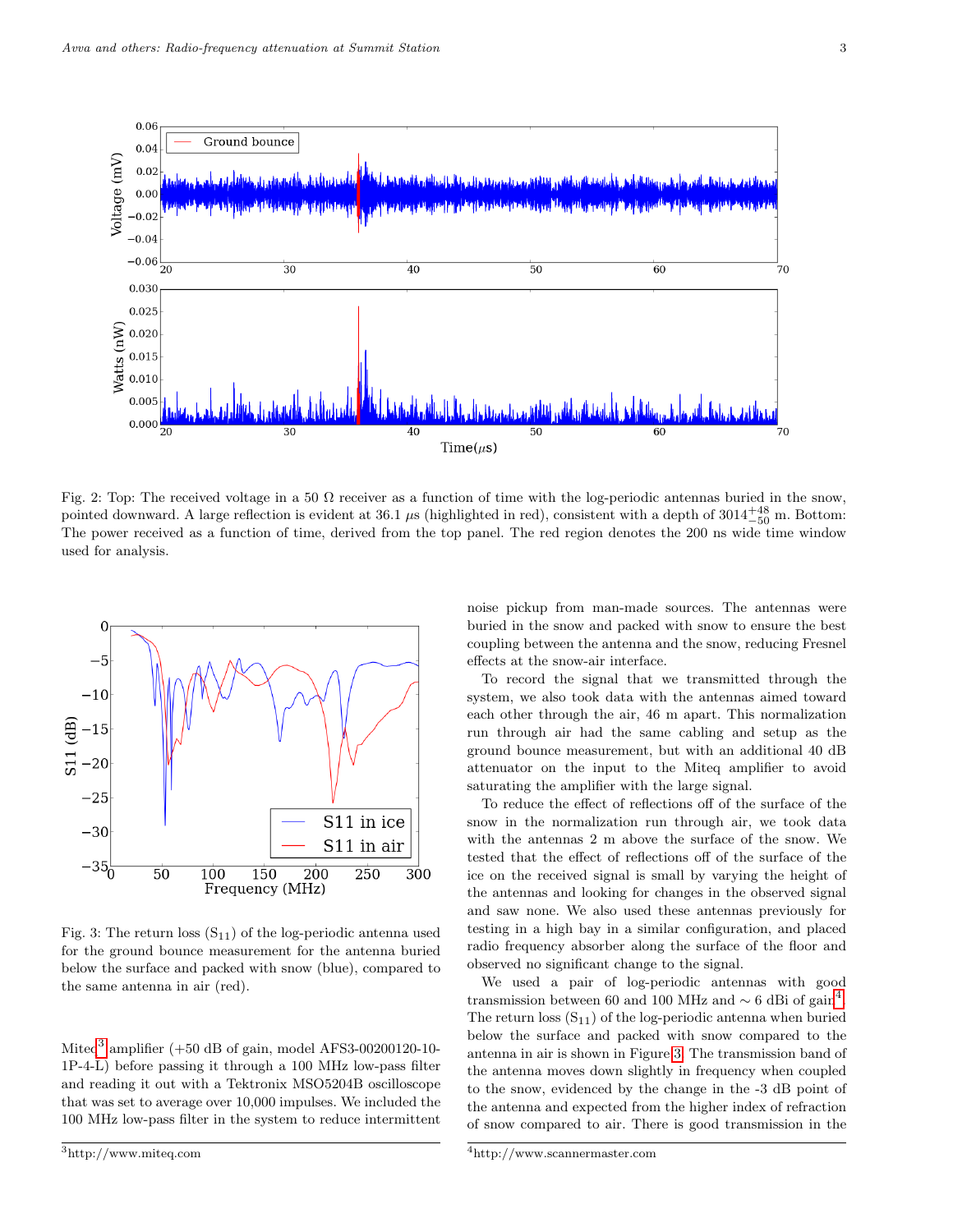Fig. 2: Top: The received voltage in a 50 Ω receiver as a function of time with the log-periodic antennas buried in the snow, pointed downward. A large reflection is evident at 36.1 $\mu$s (highlighted in red), consistent with a depth of $3014^{+48}_{-50}$ m. Bottom: The power received as a function of time, derived from the top panel. The red region denotes the 200 ns wide time window used for analysis.

Fig. 3: The return loss ($S_{11}$) of the log-periodic antenna used for the ground bounce measurement for the antenna buried below the surface and packed with snow (blue), compared to the same antenna in air (red).

Miteq[3] amplifier (+50 dB of gain, model AFS3-00200120-10-1P-4-L) before passing it through a 100 MHz low-pass filter and reading it out with a Tektronix MSO5204B oscilloscope that was set to average over 10,000 impulses. We included the 100 MHz low-pass filter in the system to reduce intermittent noise pickup from man-made sources. The antennas were buried in the snow and packed with snow to ensure the best coupling between the antenna and the snow, reducing Fresnel effects at the snow-air interface.

To record the signal that we transmitted through the system, we also took data with the antennas aimed toward each other through the air, 46 m apart. This normalization run through air had the same cabling and setup as the ground bounce measurement, but with an additional 40 dB attenuator on the input to the Miteq amplifier to avoid saturating the amplifier with the large signal.

To reduce the effect of reflections off of the surface of the snow in the normalization run through air, we took data with the antennas 2 m above the surface of the snow. We tested that the effect of reflections off of the surface of the ice on the received signal is small by varying the height of the antennas and looking for changes in the observed signal and saw none. We also used these antennas previously for testing in a high bay in a similar configuration, and placed radio frequency absorber along the surface of the floor and observed no significant change to the signal.

We used a pair of log-periodic antennas with good transmission between 60 and 100 MHz and ∼ 6 dBi of gain[4]. The return loss ($S_{11}$) of the log-periodic antenna when buried below the surface and packed with snow compared to the antenna in air is shown in Figure 3. The transmission band of the antenna moves down slightly in frequency when coupled to the snow, evidenced by the change in the -3 dB point of the antenna and expected from the higher index of refraction of snow compared to air. There is good transmission in the

[3] http://www.miteq.com

[4] http://www.scannermaster.com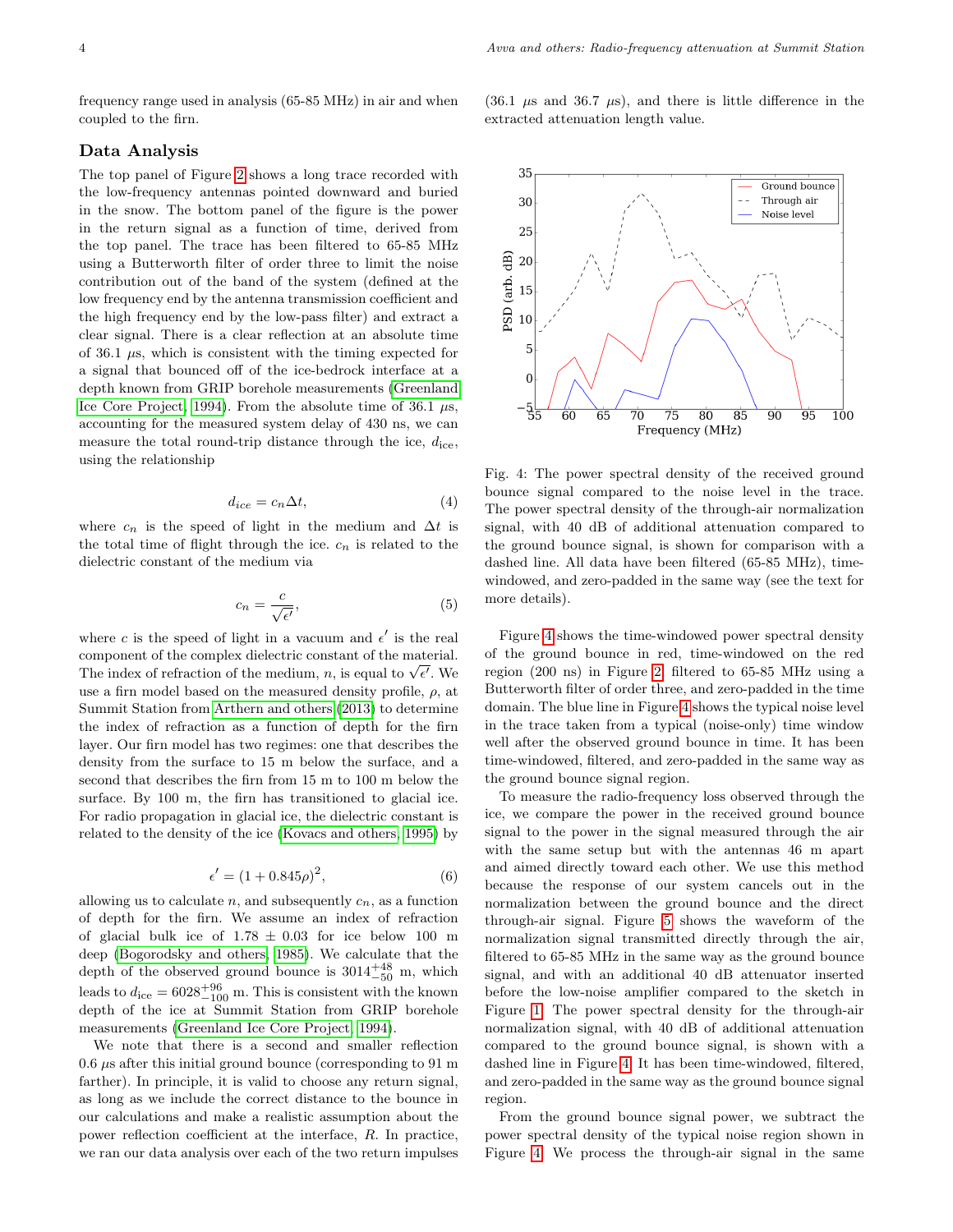frequency range used in analysis (65-85 MHz) in air and when coupled to the firn.

## Data Analysis

The top panel of Figure 2 shows a long trace recorded with the low-frequency antennas pointed downward and buried in the snow. The bottom panel of the figure is the power in the return signal as a function of time, derived from the top panel. The trace has been filtered to 65-85 MHz using a Butterworth filter of order three to limit the noise contribution out of the band of the system (defined at the low frequency end by the antenna transmission coefficient and the high frequency end by the low-pass filter) and extract a clear signal. There is a clear reflection at an absolute time of 36.1 $\mu$s, which is consistent with the timing expected for a signal that bounced off of the ice-bedrock interface at a depth known from GRIP borehole measurements (Greenland Ice Core Project, 1994). From the absolute time of 36.1 $\mu$s, accounting for the measured system delay of 430 ns, we can measure the total round-trip distance through the ice, $d_{\text{ice}}$, using the relationship

$$d_{ice} = c_n \Delta t, \tag{4}$$

where $c_n$ is the speed of light in the medium and $\Delta t$ is the total time of flight through the ice. $c_n$ is related to the dielectric constant of the medium via

$$c_n = \frac{c}{\sqrt{\epsilon'}}, \tag{5}$$

where $c$ is the speed of light in a vacuum and $\epsilon'$ is the real component of the complex dielectric constant of the material. The index of refraction of the medium, $n$, is equal to $\sqrt{\epsilon'}$. We use a firn model based on the measured density profile, $\rho$, at Summit Station from Arthern and others (2013) to determine the index of refraction as a function of depth for the firn layer. Our firn model has two regimes: one that describes the density from the surface to 15 m below the surface, and a second that describes the firn from 15 m to 100 m below the surface. By 100 m, the firn has transitioned to glacial ice. For radio propagation in glacial ice, the dielectric constant is related to the density of the ice (Kovacs and others, 1995) by

$$\epsilon' = (1 + 0.845\rho)^2, \tag{6}$$

allowing us to calculate $n$, and subsequently $c_n$, as a function of depth for the firn. We assume an index of refraction of glacial bulk ice of $1.78 \pm 0.03$ for ice below 100 m deep (Bogorodsky and others, 1985). We calculate that the depth of the observed ground bounce is $3014^{+48}_{-50}$ m, which leads to $d_{\text{ice}} = 6028^{+96}_{-100}$ m. This is consistent with the known depth of the ice at Summit Station from GRIP borehole measurements (Greenland Ice Core Project, 1994).

We note that there is a second and smaller reflection 0.6 $\mu$s after this initial ground bounce (corresponding to 91 m farther). In principle, it is valid to choose any return signal, as long as we include the correct distance to the bounce in our calculations and make a realistic assumption about the power reflection coefficient at the interface, $R$. In practice, we ran our data analysis over each of the two return impulses (36.1 $\mu$s and 36.7 $\mu$s), and there is little difference in the extracted attenuation length value.

Fig. 4: The power spectral density of the received ground bounce signal compared to the noise level in the trace. The power spectral density of the through-air normalization signal, with 40 dB of additional attenuation compared to the ground bounce signal, is shown for comparison with a dashed line. All data have been filtered (65-85 MHz), time-windowed, and zero-padded in the same way (see the text for more details).

Figure 4 shows the time-windowed power spectral density of the ground bounce in red, time-windowed on the red region (200 ns) in Figure 2, filtered to 65-85 MHz using a Butterworth filter of order three, and zero-padded in the time domain. The blue line in Figure 4 shows the typical noise level in the trace taken from a typical (noise-only) time window well after the observed ground bounce in time. It has been time-windowed, filtered, and zero-padded in the same way as the ground bounce signal region.

To measure the radio-frequency loss observed through the ice, we compare the power in the received ground bounce signal to the power in the signal measured through the air with the same setup but with the antennas 46 m apart and aimed directly toward each other. We use this method because the response of our system cancels out in the normalization between the ground bounce and the direct through-air signal. Figure 5 shows the waveform of the normalization signal transmitted directly through the air, filtered to 65-85 MHz in the same way as the ground bounce signal, and with an additional 40 dB attenuator inserted before the low-noise amplifier compared to the sketch in Figure 1. The power spectral density for the through-air normalization signal, with 40 dB of additional attenuation compared to the ground bounce signal, is shown with a dashed line in Figure 4. It has been time-windowed, filtered, and zero-padded in the same way as the ground bounce signal region.

From the ground bounce signal power, we subtract the power spectral density of the typical noise region shown in Figure 4. We process the through-air signal in the same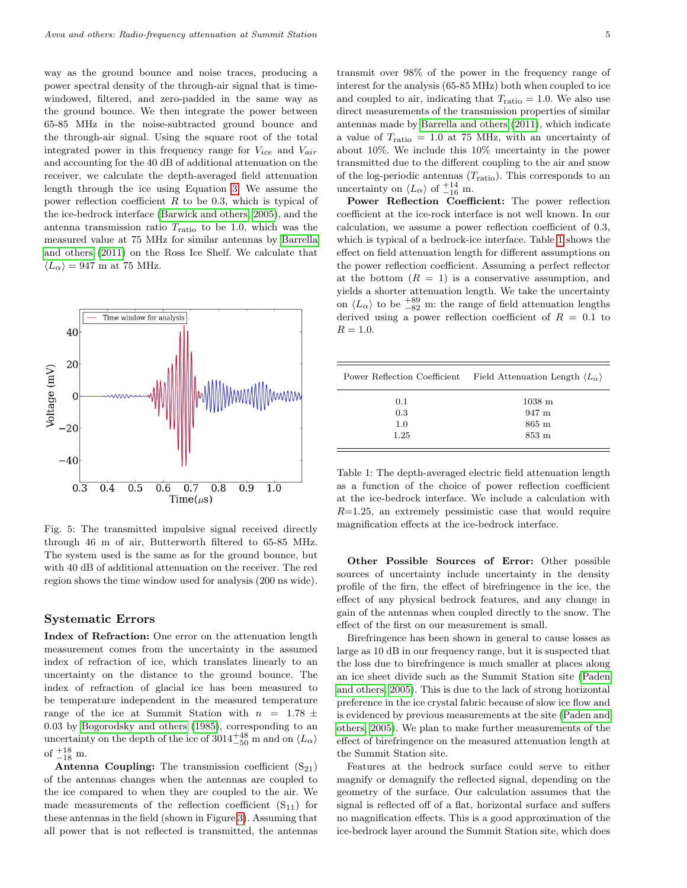way as the ground bounce and noise traces, producing a power spectral density of the through-air signal that is time-windowed, filtered, and zero-padded in the same way as the ground bounce. We then integrate the power between 65-85 MHz in the noise-subtracted ground bounce and the through-air signal. Using the square root of the total integrated power in this frequency range for $V_{ice}$ and $V_{air}$ and accounting for the 40 dB of additional attenuation on the receiver, we calculate the depth-averaged field attenuation length through the ice using Equation 3. We assume the power reflection coefficient $R$ to be 0.3, which is typical of the ice-bedrock interface (Barwick and others, 2005), and the antenna transmission ratio $T_{\text{ratio}}$ to be 1.0, which was the measured value at 75 MHz for similar antennas by Barrella and others (2011) on the Ross Ice Shelf. We calculate that $\langle L_\alpha \rangle = 947$ m at 75 MHz.

Fig. 5: The transmitted impulsive signal received directly through 46 m of air, Butterworth filtered to 65-85 MHz. The system used is the same as for the ground bounce, but with 40 dB of additional attenuation on the receiver. The red region shows the time window used for analysis (200 ns wide).

## Systematic Errors

**Index of Refraction:** One error on the attenuation length measurement comes from the uncertainty in the assumed index of refraction of ice, which translates linearly to an uncertainty on the distance to the ground bounce. The index of refraction of glacial ice has been measured to be temperature independent in the measured temperature range of the ice at Summit Station with $n = 1.78 \pm 0.03$ by Bogorodsky and others (1985), corresponding to an uncertainty on the depth of the ice of $3014^{+48}_{-50}$ m and on $\langle L_\alpha \rangle$ of $^{+18}_{-18}$ m.

**Antenna Coupling:** The transmission coefficient ($S_{21}$) of the antennas changes when the antennas are coupled to the ice compared to when they are coupled to the air. We made measurements of the reflection coefficient ($S_{11}$) for these antennas in the field (shown in Figure 3). Assuming that all power that is not reflected is transmitted, the antennas transmit over 98% of the power in the frequency range of interest for the analysis (65-85 MHz) both when coupled to ice and coupled to air, indicating that $T_{\text{ratio}} = 1.0$. We also use direct measurements of the transmission properties of similar antennas made by Barrella and others (2011), which indicate a value of $T_{\text{ratio}} = 1.0$ at 75 MHz, with an uncertainty of about 10%. We include this 10% uncertainty in the power transmitted due to the different coupling to the air and snow of the log-periodic antennas ($T_{\text{ratio}}$). This corresponds to an uncertainty on $\langle L_\alpha \rangle$ of $^{+14}_{-16}$ m.

**Power Reflection Coefficient:** The power reflection coefficient at the ice-rock interface is not well known. In our calculation, we assume a power reflection coefficient of 0.3, which is typical of a bedrock-ice interface. Table 1 shows the effect on field attenuation length for different assumptions on the power reflection coefficient. Assuming a perfect reflector at the bottom ($R = 1$) is a conservative assumption, and yields a shorter attenuation length. We take the uncertainty on $\langle L_\alpha \rangle$ to be $^{+89}_{-82}$ m: the range of field attenuation lengths derived using a power reflection coefficient of $R = 0.1$ to $R = 1.0$.

| Power Reflection Coefficient | Field Attenuation Length $\langle L_\alpha \rangle$ |
|---|---|
| 0.1 | 1038 m |
| 0.3 | 947 m |
| 1.0 | 865 m |
| 1.25 | 853 m |

Table 1: The depth-averaged electric field attenuation length as a function of the choice of power reflection coefficient at the ice-bedrock interface. We include a calculation with $R$=1.25, an extremely pessimistic case that would require magnification effects at the ice-bedrock interface.

**Other Possible Sources of Error:** Other possible sources of uncertainty include uncertainty in the density profile of the firn, the effect of birefringence in the ice, the effect of any physical bedrock features, and any change in gain of the antennas when coupled directly to the snow. The effect of the first on our measurement is small.

Birefringence has been shown in general to cause losses as large as 10 dB in our frequency range, but it is suspected that the loss due to birefringence is much smaller at places along an ice sheet divide such as the Summit Station site (Paden and others, 2005). This is due to the lack of strong horizontal preference in the ice crystal fabric because of slow ice flow and is evidenced by previous measurements at the site (Paden and others, 2005). We plan to make further measurements of the effect of birefringence on the measured attenuation length at the Summit Station site.

Features at the bedrock surface could serve to either magnify or demagnify the reflected signal, depending on the geometry of the surface. Our calculation assumes that the signal is reflected off of a flat, horizontal surface and suffers no magnification effects. This is a good approximation of the ice-bedrock layer around the Summit Station site, which does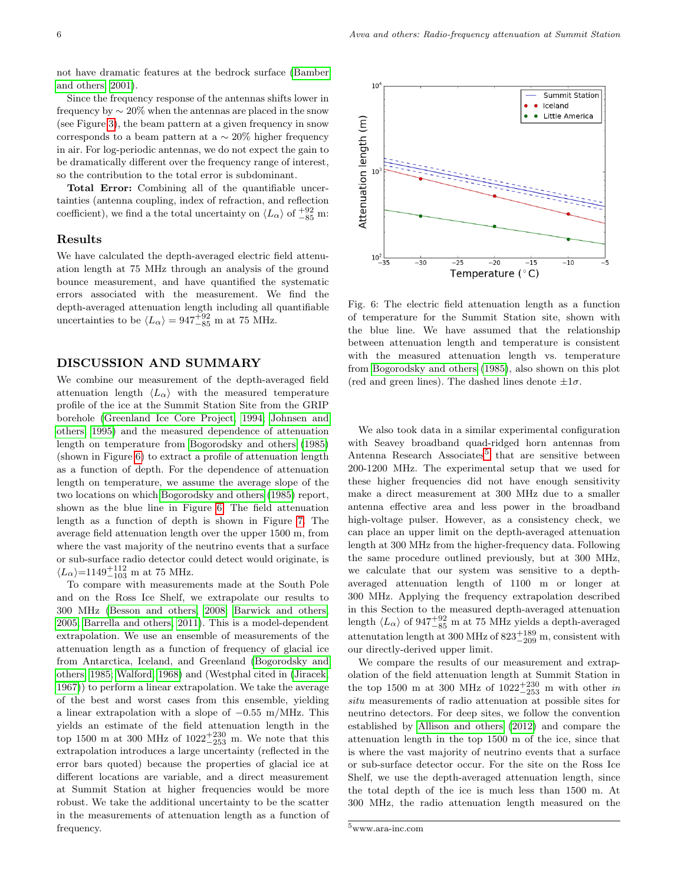not have dramatic features at the bedrock surface (Bamber and others, 2001).

Since the frequency response of the antennas shifts lower in frequency by $\sim 20\%$ when the antennas are placed in the snow (see Figure 3), the beam pattern at a given frequency in snow corresponds to a beam pattern at a $\sim 20\%$ higher frequency in air. For log-periodic antennas, we do not expect the gain to be dramatically different over the frequency range of interest, so the contribution to the total error is subdominant.

**Total Error:** Combining all of the quantifiable uncertainties (antenna coupling, index of refraction, and reflection coefficient), we find a the total uncertainty on $\langle L_\alpha \rangle$ of $^{+92}_{-85}$ m:

### Results

We have calculated the depth-averaged electric field attenuation length at 75 MHz through an analysis of the ground bounce measurement, and have quantified the systematic errors associated with the measurement. We find the depth-averaged attenuation length including all quantifiable uncertainties to be $\langle L_\alpha \rangle = 947^{+92}_{-85}$ m at 75 MHz.

## DISCUSSION AND SUMMARY

We combine our measurement of the depth-averaged field attenuation length $\langle L_\alpha \rangle$ with the measured temperature profile of the ice at the Summit Station Site from the GRIP borehole (Greenland Ice Core Project, 1994; Johnsen and others, 1995) and the measured dependence of attenuation length on temperature from Bogorodsky and others (1985) (shown in Figure 6) to extract a profile of attenuation length as a function of depth. For the dependence of attenuation length on temperature, we assume the average slope of the two locations on which Bogorodsky and others (1985) report, shown as the blue line in Figure 6. The field attenuation length as a function of depth is shown in Figure 7. The average field attenuation length over the upper 1500 m, from where the vast majority of the neutrino events that a surface or sub-surface radio detector could detect would originate, is $\langle L_\alpha \rangle = 1149^{+112}_{-103}$ m at 75 MHz.

To compare with measurements made at the South Pole and on the Ross Ice Shelf, we extrapolate our results to 300 MHz (Besson and others, 2008; Barwick and others, 2005; Barrella and others, 2011). This is a model-dependent extrapolation. We use an ensemble of measurements of the attenuation length as a function of frequency of glacial ice from Antarctica, Iceland, and Greenland (Bogorodsky and others, 1985; Walford, 1968) and (Westphal cited in (Jiracek, 1967)) to perform a linear extrapolation. We take the average of the best and worst cases from this ensemble, yielding a linear extrapolation with a slope of $-0.55$ m/MHz. This yields an estimate of the field attenuation length in the top 1500 m at 300 MHz of $1022^{+230}_{-253}$ m. We note that this extrapolation introduces a large uncertainty (reflected in the error bars quoted) because the properties of glacial ice at different locations are variable, and a direct measurement at Summit Station at higher frequencies would be more robust. We take the additional uncertainty to be the scatter in the measurements of attenuation length as a function of frequency.

Fig. 6: The electric field attenuation length as a function of temperature for the Summit Station site, shown with the blue line. We have assumed that the relationship between attenuation length and temperature is consistent with the measured attenuation length vs. temperature from Bogorodsky and others (1985), also shown on this plot (red and green lines). The dashed lines denote $\pm 1\sigma$.

We also took data in a similar experimental configuration with Seavey broadband quad-ridged horn antennas from Antenna Research Associates[5] that are sensitive between 200-1200 MHz. The experimental setup that we used for these higher frequencies did not have enough sensitivity make a direct measurement at 300 MHz due to a smaller antenna effective area and less power in the broadband high-voltage pulser. However, as a consistency check, we can place an upper limit on the depth-averaged attenuation length at 300 MHz from the higher-frequency data. Following the same procedure outlined previously, but at 300 MHz, we calculate that our system was sensitive to a depth-averaged attenuation length of 1100 m or longer at 300 MHz. Applying the frequency extrapolation described in this Section to the measured depth-averaged attenuation length $\langle L_\alpha \rangle$ of $947^{+92}_{-85}$ m at 75 MHz yields a depth-averaged attenutation length at 300 MHz of $823^{+189}_{-209}$ m, consistent with our directly-derived upper limit.

We compare the results of our measurement and extrapolation of the field attenuation length at Summit Station in the top 1500 m at 300 MHz of $1022^{+230}_{-253}$ m with other *in situ* measurements of radio attenuation at possible sites for neutrino detectors. For deep sites, we follow the convention established by Allison and others (2012) and compare the attenuation length in the top 1500 m of the ice, since that is where the vast majority of neutrino events that a surface or sub-surface detector occur. For the site on the Ross Ice Shelf, we use the depth-averaged attenuation length, since the total depth of the ice is much less than 1500 m. At 300 MHz, the radio attenuation length measured on the

[5] www.ara-inc.com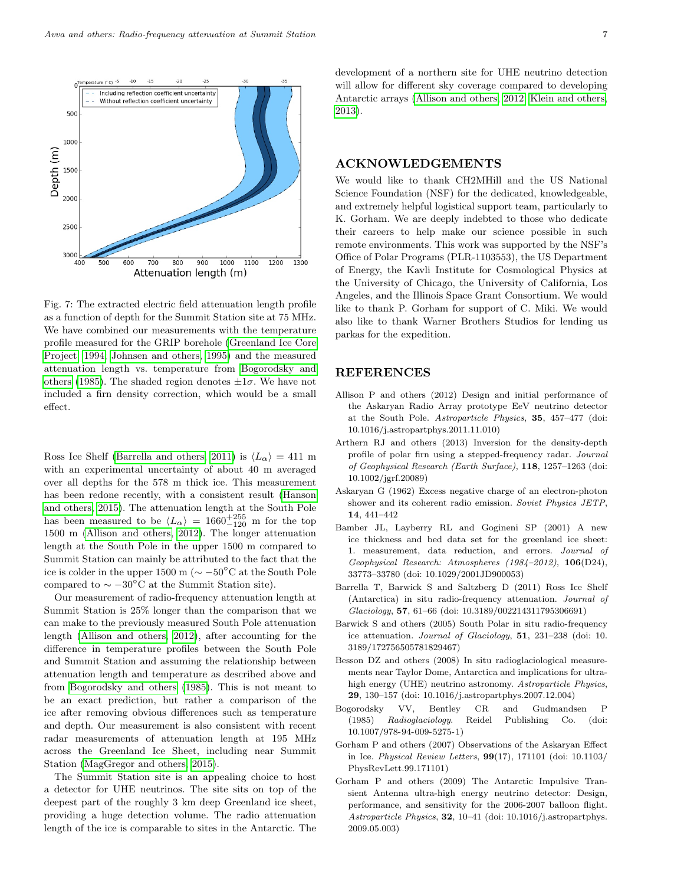Fig. 7: The extracted electric field attenuation length profile as a function of depth for the Summit Station site at 75 MHz. We have combined our measurements with the temperature profile measured for the GRIP borehole (Greenland Ice Core Project, 1994; Johnsen and others, 1995) and the measured attenuation length vs. temperature from Bogorodsky and others (1985). The shaded region denotes $\pm 1\sigma$. We have not included a firn density correction, which would be a small effect.

Ross Ice Shelf (Barrella and others, 2011) is $\langle L_\alpha \rangle = 411$ m with an experimental uncertainty of about 40 m averaged over all depths for the 578 m thick ice. This measurement has been redone recently, with a consistent result (Hanson and others, 2015). The attenuation length at the South Pole has been measured to be $\langle L_\alpha \rangle = 1660^{+255}_{-120}$ m for the top 1500 m (Allison and others, 2012). The longer attenuation length at the South Pole in the upper 1500 m compared to Summit Station can mainly be attributed to the fact that the ice is colder in the upper 1500 m ($\sim -50^\circ$C at the South Pole compared to $\sim -30^\circ$C at the Summit Station site).

Our measurement of radio-frequency attenuation length at Summit Station is 25% longer than the comparison that we can make to the previously measured South Pole attenuation length (Allison and others, 2012), after accounting for the difference in temperature profiles between the South Pole and Summit Station and assuming the relationship between attenuation length and temperature as described above and from Bogorodsky and others (1985). This is not meant to be an exact prediction, but rather a comparison of the ice after removing obvious differences such as temperature and depth. Our measurement is also consistent with recent radar measurements of attenuation length at 195 MHz across the Greenland Ice Sheet, including near Summit Station (MagGregor and others, 2015).

The Summit Station site is an appealing choice to host a detector for UHE neutrinos. The site sits on top of the deepest part of the roughly 3 km deep Greenland ice sheet, providing a huge detection volume. The radio attenuation length of the ice is comparable to sites in the Antarctic. The development of a northern site for UHE neutrino detection will allow for different sky coverage compared to developing Antarctic arrays (Allison and others, 2012; Klein and others, 2013).

## ACKNOWLEDGEMENTS

We would like to thank CH2MHill and the US National Science Foundation (NSF) for the dedicated, knowledgeable, and extremely helpful logistical support team, particularly to K. Gorham. We are deeply indebted to those who dedicate their careers to help make our science possible in such remote environments. This work was supported by the NSF's Office of Polar Programs (PLR-1103553), the US Department of Energy, the Kavli Institute for Cosmological Physics at the University of Chicago, the University of California, Los Angeles, and the Illinois Space Grant Consortium. We would like to thank P. Gorham for support of C. Miki. We would also like to thank Warner Brothers Studios for lending us parkas for the expedition.

## REFERENCES

Allison P and others (2012) Design and initial performance of the Askaryan Radio Array prototype EeV neutrino detector at the South Pole. *Astroparticle Physics*, **35**, 457–477 (doi: 10.1016/j.astropartphys.2011.11.010)

Arthern RJ and others (2013) Inversion for the density-depth profile of polar firn using a stepped-frequency radar. *Journal of Geophysical Research (Earth Surface)*, **118**, 1257–1263 (doi: 10.1002/jgrf.20089)

Askaryan G (1962) Excess negative charge of an electron-photon shower and its coherent radio emission. *Soviet Physics JETP*, **14**, 441–442

Bamber JL, Layberry RL and Gogineni SP (2001) A new ice thickness and bed data set for the greenland ice sheet: 1. measurement, data reduction, and errors. *Journal of Geophysical Research: Atmospheres (1984–2012)*, **106**(D24), 33773–33780 (doi: 10.1029/2001JD900053)

Barrella T, Barwick S and Saltzberg D (2011) Ross Ice Shelf (Antarctica) in situ radio-frequency attenuation. *Journal of Glaciology*, **57**, 61–66 (doi: 10.3189/002214311795306691)

Barwick S and others (2005) South Polar in situ radio-frequency ice attenuation. *Journal of Glaciology*, **51**, 231–238 (doi: 10.3189/172756505781829467)

Besson DZ and others (2008) In situ radioglaciological measurements near Taylor Dome, Antarctica and implications for ultra-high energy (UHE) neutrino astronomy. *Astroparticle Physics*, **29**, 130–157 (doi: 10.1016/j.astropartphys.2007.12.004)

Bogorodsky VV, Bentley CR and Gudmandsen P (1985) *Radioglaciology*. Reidel Publishing Co. (doi: 10.1007/978-94-009-5275-1)

Gorham P and others (2007) Observations of the Askaryan Effect in Ice. *Physical Review Letters*, **99**(17), 171101 (doi: 10.1103/PhysRevLett.99.171101)

Gorham P and others (2009) The Antarctic Impulsive Transient Antenna ultra-high energy neutrino detector: Design, performance, and sensitivity for the 2006-2007 balloon flight. *Astroparticle Physics*, **32**, 10–41 (doi: 10.1016/j.astropartphys.2009.05.003)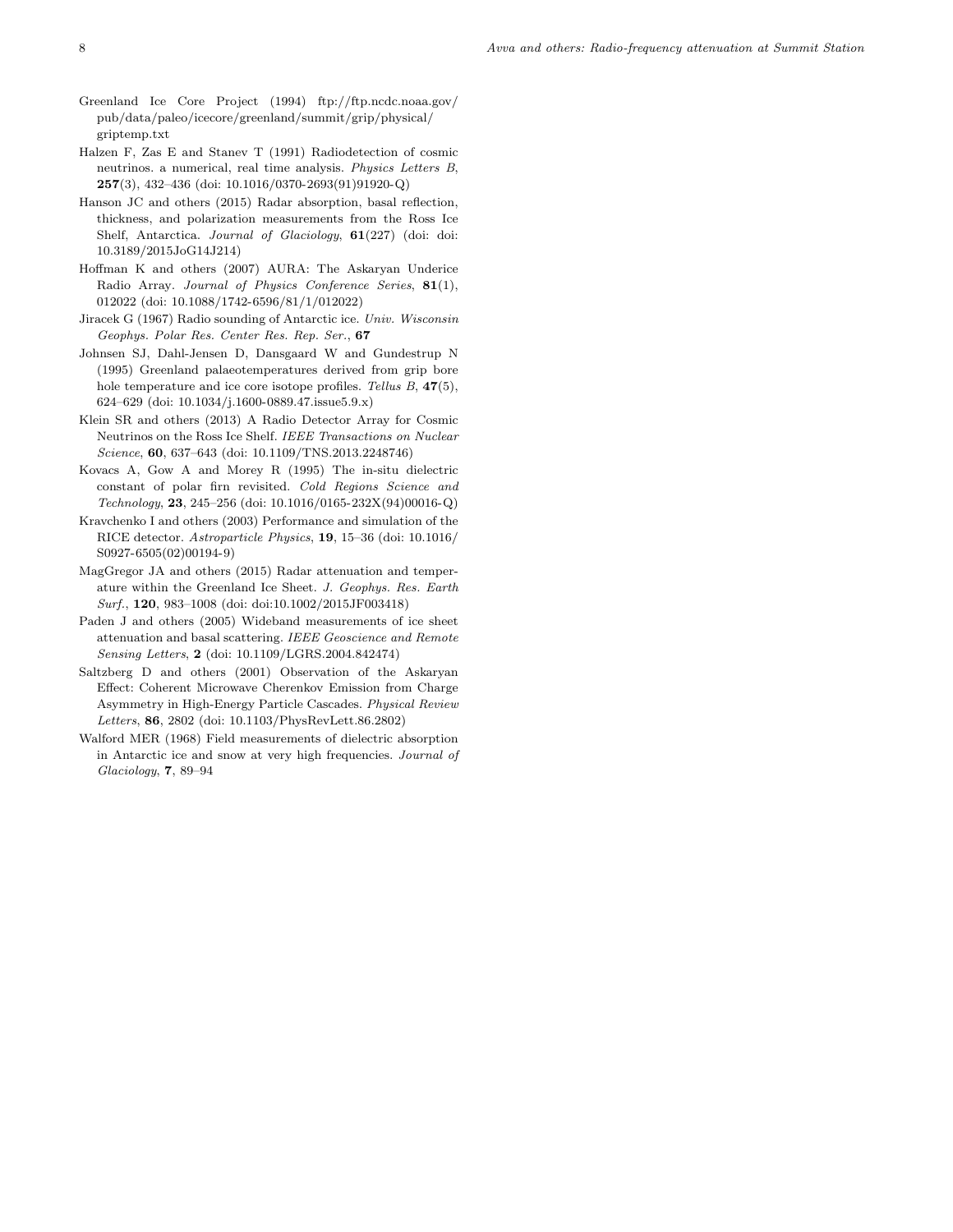Greenland Ice Core Project (1994) ftp://ftp.ncdc.noaa.gov/pub/data/paleo/icecore/greenland/summit/grip/physical/griptemp.txt

Halzen F, Zas E and Stanev T (1991) Radiodetection of cosmic neutrinos. a numerical, real time analysis. *Physics Letters B*, **257**(3), 432–436 (doi: 10.1016/0370-2693(91)91920-Q)

Hanson JC and others (2015) Radar absorption, basal reflection, thickness, and polarization measurements from the Ross Ice Shelf, Antarctica. *Journal of Glaciology*, **61**(227) (doi: doi: 10.3189/2015JoG14J214)

Hoffman K and others (2007) AURA: The Askaryan Underice Radio Array. *Journal of Physics Conference Series*, **81**(1), 012022 (doi: 10.1088/1742-6596/81/1/012022)

Jiracek G (1967) Radio sounding of Antarctic ice. *Univ. Wisconsin Geophys. Polar Res. Center Res. Rep. Ser.*, **67**

Johnsen SJ, Dahl-Jensen D, Dansgaard W and Gundestrup N (1995) Greenland palaeotemperatures derived from grip bore hole temperature and ice core isotope profiles. *Tellus B*, **47**(5), 624–629 (doi: 10.1034/j.1600-0889.47.issue5.9.x)

Klein SR and others (2013) A Radio Detector Array for Cosmic Neutrinos on the Ross Ice Shelf. *IEEE Transactions on Nuclear Science*, **60**, 637–643 (doi: 10.1109/TNS.2013.2248746)

Kovacs A, Gow A and Morey R (1995) The in-situ dielectric constant of polar firn revisited. *Cold Regions Science and Technology*, **23**, 245–256 (doi: 10.1016/0165-232X(94)00016-Q)

Kravchenko I and others (2003) Performance and simulation of the RICE detector. *Astroparticle Physics*, **19**, 15–36 (doi: 10.1016/S0927-6505(02)00194-9)

MagGregor JA and others (2015) Radar attenuation and temperature within the Greenland Ice Sheet. *J. Geophys. Res. Earth Surf.*, **120**, 983–1008 (doi: doi:10.1002/2015JF003418)

Paden J and others (2005) Wideband measurements of ice sheet attenuation and basal scattering. *IEEE Geoscience and Remote Sensing Letters*, **2** (doi: 10.1109/LGRS.2004.842474)

Saltzberg D and others (2001) Observation of the Askaryan Effect: Coherent Microwave Cherenkov Emission from Charge Asymmetry in High-Energy Particle Cascades. *Physical Review Letters*, **86**, 2802 (doi: 10.1103/PhysRevLett.86.2802)

Walford MER (1968) Field measurements of dielectric absorption in Antarctic ice and snow at very high frequencies. *Journal of Glaciology*, **7**, 89–94